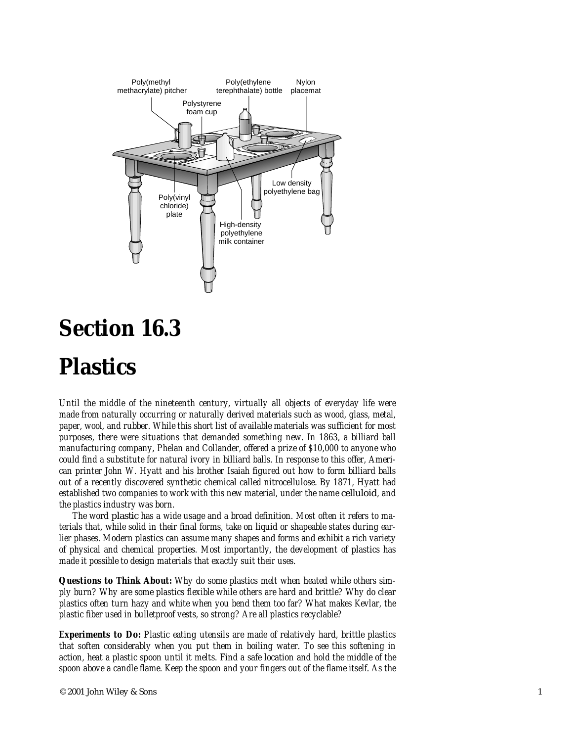# Section 16.3

# Plastics

*Until the middle of the nineteenth century, virtually all objects of everyday life were made from naturally occurring or naturally derived materials such as wood, glass, metal, paper, wool, and rubber. While this short list of available materials was sufficient for most purposes, there were situations that demanded something new. In 1863, a billiard ball manufacturing company, Phelan and Collander, offered a prize of $10,000 to anyone who could find a substitute for natural ivory in billiard balls. In response to this offer, American printer John W. Hyatt and his brother Isaiah figured out how to form billiard balls out of a recently discovered synthetic chemical called nitrocellulose. By 1871, Hyatt had established two companies to work with this new material, under the name* celluloid*, and the plastics industry was born.*

*The word* plastic *has a wide usage and a broad definition. Most often it refers to materials that, while solid in their final forms, take on liquid or shapeable states during earlier phases. Modern plastics can assume many shapes and forms and exhibit a rich variety of physical and chemical properties. Most importantly, the development of plastics has made it possible to design materials that exactly suit their uses.*

***Questions to Think About:*** *Why do some plastics melt when heated while others simply burn? Why are some plastics flexible while others are hard and brittle? Why do clear plastics often turn hazy and white when you bend them too far? What makes Kevlar, the plastic fiber used in bulletproof vests, so strong? Are all plastics recyclable?*

***Experiments to Do:*** *Plastic eating utensils are made of relatively hard, brittle plastics that soften considerably when you put them in boiling water. To see this softening in action, heat a plastic spoon until it melts. Find a safe location and hold the middle of the spoon above a candle flame. Keep the spoon and your fingers out of the flame itself. As the*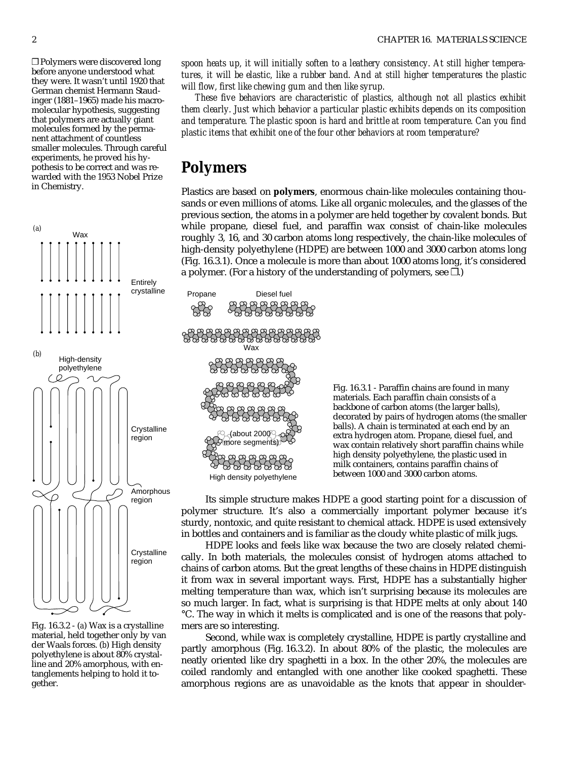*spoon heats up, it will initially soften to a leathery consistency. At still higher temperatures, it will be elastic, like a rubber band. And at still higher temperatures the plastic will flow, first like chewing gum and then like syrup.*

*These five behaviors are characteristic of plastics, although not all plastics exhibit them clearly. Just which behavior a particular plastic exhibits depends on its composition and temperature. The plastic spoon is hard and brittle at room temperature. Can you find plastic items that exhibit one of the four other behaviors at room temperature?*

❐ Polymers were discovered long before anyone understood what they were. It wasn't until 1920 that German chemist Hermann Staudinger (1881–1965) made his macromolecular hypothesis, suggesting that polymers are actually giant molecules formed by the permanent attachment of countless smaller molecules. Through careful experiments, he proved his hypothesis to be correct and was rewarded with the 1953 Nobel Prize in Chemistry.

## Polymers

Plastics are based on **polymers**, enormous chain-like molecules containing thousands or even millions of atoms. Like all organic molecules, and the glasses of the previous section, the atoms in a polymer are held together by covalent bonds. But while propane, diesel fuel, and paraffin wax consist of chain-like molecules roughly 3, 16, and 30 carbon atoms long respectively, the chain-like molecules of high-density polyethylene (HDPE) are between 1000 and 3000 carbon atoms long (Fig. 16.3.1). Once a molecule is more than about 1000 atoms long, it's considered a polymer. (For a history of the understanding of polymers, see ❐.)

Fig. 16.3.1 - Paraffin chains are found in many materials. Each paraffin chain consists of a backbone of carbon atoms (the larger balls), decorated by pairs of hydrogen atoms (the smaller balls). A chain is terminated at each end by an extra hydrogen atom. Propane, diesel fuel, and wax contain relatively short paraffin chains while high density polyethylene, the plastic used in milk containers, contains paraffin chains of between 1000 and 3000 carbon atoms.

Its simple structure makes HDPE a good starting point for a discussion of polymer structure. It's also a commercially important polymer because it's sturdy, nontoxic, and quite resistant to chemical attack. HDPE is used extensively in bottles and containers and is familiar as the cloudy white plastic of milk jugs.

HDPE looks and feels like wax because the two are closely related chemically. In both materials, the molecules consist of hydrogen atoms attached to chains of carbon atoms. But the great lengths of these chains in HDPE distinguish it from wax in several important ways. First, HDPE has a substantially higher melting temperature than wax, which isn't surprising because its molecules are so much larger. In fact, what *is* surprising is that HDPE melts at only about 140 °C. The way in which it melts is complicated and is one of the reasons that polymers are so interesting.

Fig. 16.3.2 - (*a*) Wax is a crystalline material, held together only by van der Waals forces. (*b*) High density polyethylene is about 80% crystalline and 20% amorphous, with entanglements helping to hold it together.

Second, while wax is completely crystalline, HDPE is partly crystalline and partly amorphous (Fig. 16.3.2). In about 80% of the plastic, the molecules are neatly oriented like dry spaghetti in a box. In the other 20%, the molecules are coiled randomly and entangled with one another like cooked spaghetti. These amorphous regions are as unavoidable as the knots that appear in shoulder-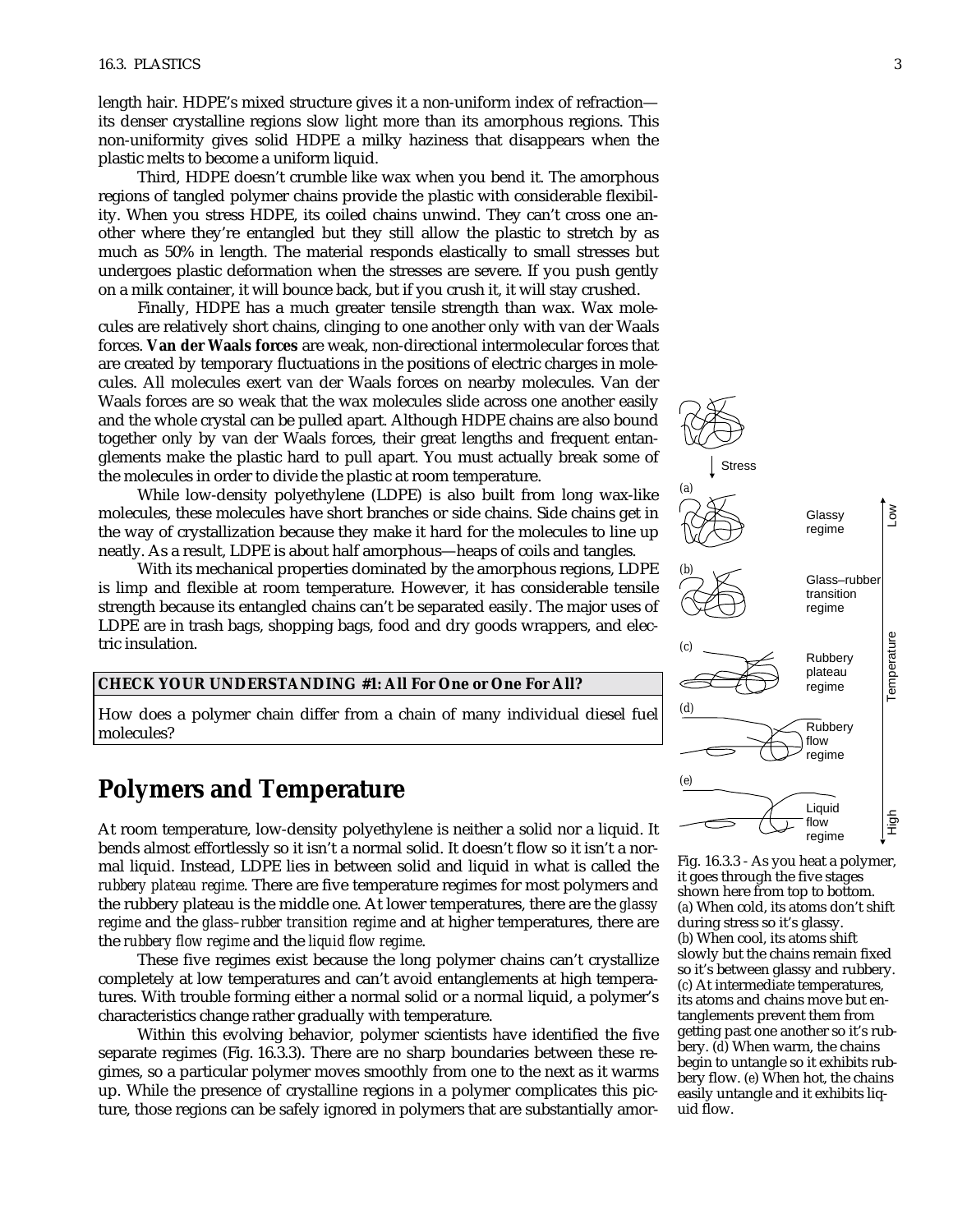length hair. HDPE's mixed structure gives it a non-uniform index of refraction—its denser crystalline regions slow light more than its amorphous regions. This non-uniformity gives solid HDPE a milky haziness that disappears when the plastic melts to become a uniform liquid.

Third, HDPE doesn't crumble like wax when you bend it. The amorphous regions of tangled polymer chains provide the plastic with considerable flexibility. When you stress HDPE, its coiled chains unwind. They can't cross one another where they're entangled but they still allow the plastic to stretch by as much as 50% in length. The material responds elastically to small stresses but undergoes plastic deformation when the stresses are severe. If you push gently on a milk container, it will bounce back, but if you crush it, it will stay crushed.

Finally, HDPE has a much greater tensile strength than wax. Wax molecules are relatively short chains, clinging to one another only with van der Waals forces. **Van der Waals forces** are weak, non-directional intermolecular forces that are created by temporary fluctuations in the positions of electric charges in molecules. All molecules exert van der Waals forces on nearby molecules. Van der Waals forces are so weak that the wax molecules slide across one another easily and the whole crystal can be pulled apart. Although HDPE chains are also bound together only by van der Waals forces, their great lengths and frequent entanglements make the plastic hard to pull apart. You must actually break some of the molecules in order to divide the plastic at room temperature.

While low-density polyethylene (LDPE) is also built from long wax-like molecules, these molecules have short branches or side chains. Side chains get in the way of crystallization because they make it hard for the molecules to line up neatly. As a result, LDPE is about half amorphous—heaps of coils and tangles.

With its mechanical properties dominated by the amorphous regions, LDPE is limp and flexible at room temperature. However, it has considerable tensile strength because its entangled chains can't be separated easily. The major uses of LDPE are in trash bags, shopping bags, food and dry goods wrappers, and electric insulation.

**CHECK YOUR UNDERSTANDING #1: All For One or One For All?**

How does a polymer chain differ from a chain of many individual diesel fuel molecules?

## Polymers and Temperature

At room temperature, low-density polyethylene is neither a solid nor a liquid. It bends almost effortlessly so it isn't a normal solid. It doesn't flow so it isn't a normal liquid. Instead, LDPE lies in between solid and liquid in what is called the *rubbery plateau regime*. There are five temperature regimes for most polymers and the rubbery plateau is the middle one. At lower temperatures, there are the *glassy regime* and the *glass–rubber transition regime* and at higher temperatures, there are the *rubbery flow regime* and the *liquid flow regime*.

These five regimes exist because the long polymer chains can't crystallize completely at low temperatures and can't avoid entanglements at high temperatures. With trouble forming either a normal solid or a normal liquid, a polymer's characteristics change rather gradually with temperature.

Within this evolving behavior, polymer scientists have identified the five separate regimes (Fig. 16.3.3). There are no sharp boundaries between these regimes, so a particular polymer moves smoothly from one to the next as it warms up. While the presence of crystalline regions in a polymer complicates this picture, those regions can be safely ignored in polymers that are substantially amor-

Fig. 16.3.3 - As you heat a polymer, it goes through the five stages shown here from top to bottom. (a) When cold, its atoms don't shift during stress so it's glassy. (b) When cool, its atoms shift slowly but the chains remain fixed so it's between glassy and rubbery. (c) At intermediate temperatures, its atoms and chains move but entanglements prevent them from getting past one another so it's rubbery. (d) When warm, the chains begin to untangle so it exhibits rubbery flow. (e) When hot, the chains easily untangle and it exhibits liquid flow.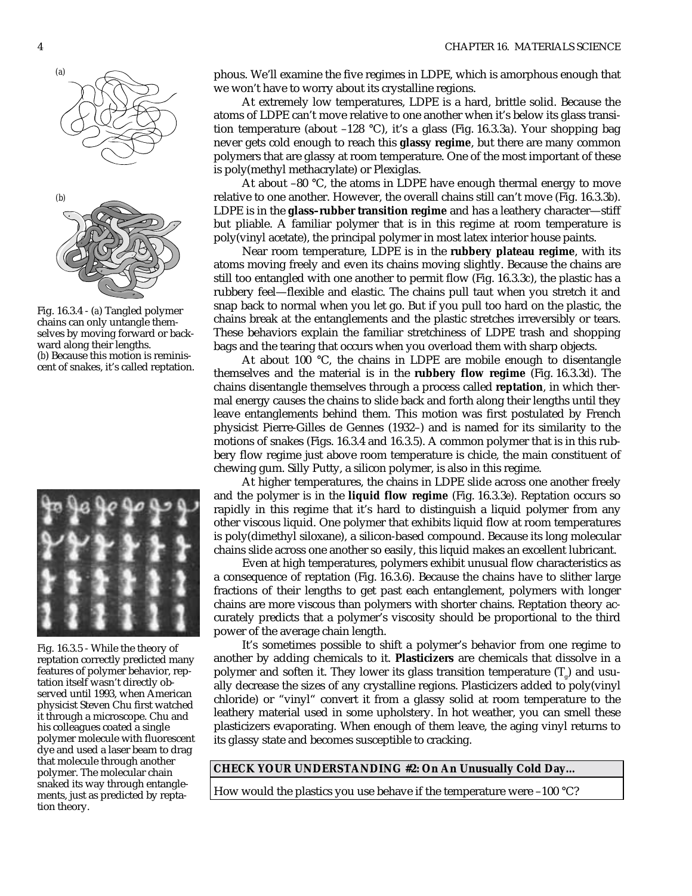phous. We'll examine the five regimes in LDPE, which is amorphous enough that we won't have to worry about its crystalline regions.

At extremely low temperatures, LDPE is a hard, brittle solid. Because the atoms of LDPE can't move relative to one another when it's below its glass transition temperature (about –128 °C), it's a glass (Fig. 16.3.3*a*). Your shopping bag never gets cold enough to reach this **glassy regime**, but there are many common polymers that are glassy at room temperature. One of the most important of these is poly(methyl methacrylate) or Plexiglas.

At about –80 °C, the atoms in LDPE have enough thermal energy to move relative to one another. However, the overall chains still can't move (Fig. 16.3.3*b*). LDPE is in the **glass–rubber transition regime** and has a leathery character—stiff but pliable. A familiar polymer that is in this regime at room temperature is poly(vinyl acetate), the principal polymer in most latex interior house paints.

Near room temperature, LDPE is in the **rubbery plateau regime**, with its atoms moving freely and even its chains moving slightly. Because the chains are still too entangled with one another to permit flow (Fig. 16.3.3*c*), the plastic has a rubbery feel—flexible and elastic. The chains pull taut when you stretch it and snap back to normal when you let go. But if you pull too hard on the plastic, the chains break at the entanglements and the plastic stretches irreversibly or tears. These behaviors explain the familiar stretchiness of LDPE trash and shopping bags and the tearing that occurs when you overload them with sharp objects.

At about 100 °C, the chains in LDPE are mobile enough to disentangle themselves and the material is in the **rubbery flow regime** (Fig. 16.3.3*d*). The chains disentangle themselves through a process called **reptation**, in which thermal energy causes the chains to slide back and forth along their lengths until they leave entanglements behind them. This motion was first postulated by French physicist Pierre-Gilles de Gennes (1932–) and is named for its similarity to the motions of snakes (Figs. 16.3.4 and 16.3.5). A common polymer that is in this rubbery flow regime just above room temperature is chicle, the main constituent of chewing gum. Silly Putty, a silicon polymer, is also in this regime.

At higher temperatures, the chains in LDPE slide across one another freely and the polymer is in the **liquid flow regime** (Fig. 16.3.3*e*). Reptation occurs so rapidly in this regime that it's hard to distinguish a liquid polymer from any other viscous liquid. One polymer that exhibits liquid flow at room temperatures is poly(dimethyl siloxane), a silicon-based compound. Because its long molecular chains slide across one another so easily, this liquid makes an excellent lubricant.

Even at high temperatures, polymers exhibit unusual flow characteristics as a consequence of reptation (Fig. 16.3.6). Because the chains have to slither large fractions of their lengths to get past each entanglement, polymers with longer chains are more viscous than polymers with shorter chains. Reptation theory accurately predicts that a polymer's viscosity should be proportional to the third power of the average chain length.

It's sometimes possible to shift a polymer's behavior from one regime to another by adding chemicals to it. **Plasticizers** are chemicals that dissolve in a polymer and soften it. They lower its glass transition temperature ($T_g$) and usually decrease the sizes of any crystalline regions. Plasticizers added to poly(vinyl chloride) or "vinyl" convert it from a glassy solid at room temperature to the leathery material used in some upholstery. In hot weather, you can smell these plasticizers evaporating. When enough of them leave, the aging vinyl returns to its glassy state and becomes susceptible to cracking.

**CHECK YOUR UNDERSTANDING #2: On An Unusually Cold Day…**

How would the plastics you use behave if the temperature were –100 °C?

Fig. 16.3.4 - (*a*) Tangled polymer chains can only untangle themselves by moving forward or backward along their lengths.
(*b*) Because this motion is reminiscent of snakes, it's called reptation.

Fig. 16.3.5 - While the theory of reptation correctly predicted many features of polymer behavior, reptation itself wasn't directly observed until 1993, when American physicist Steven Chu first watched it through a microscope. Chu and his colleagues coated a single polymer molecule with fluorescent dye and used a laser beam to drag that molecule through another polymer. The molecular chain snaked its way through entanglements, just as predicted by reptation theory.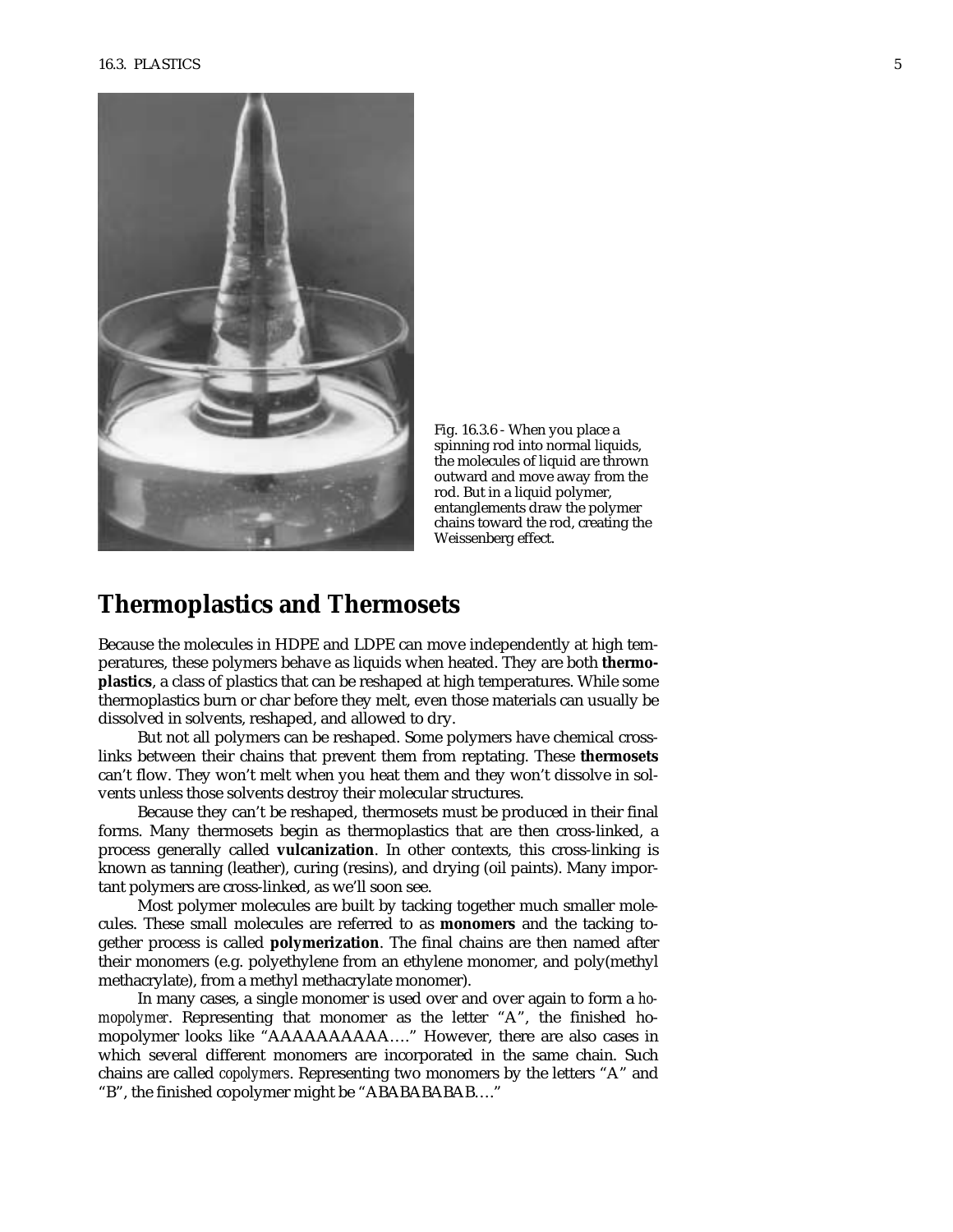Fig. 16.3.6 - When you place a spinning rod into normal liquids, the molecules of liquid are thrown outward and move away from the rod. But in a liquid polymer, entanglements draw the polymer chains toward the rod, creating the Weissenberg effect.

## Thermoplastics and Thermosets

Because the molecules in HDPE and LDPE can move independently at high temperatures, these polymers behave as liquids when heated. They are both **thermoplastics**, a class of plastics that can be reshaped at high temperatures. While some thermoplastics burn or char before they melt, even those materials can usually be dissolved in solvents, reshaped, and allowed to dry.

But not all polymers can be reshaped. Some polymers have chemical crosslinks between their chains that prevent them from reptating. These **thermosets** can't flow. They won't melt when you heat them and they won't dissolve in solvents unless those solvents destroy their molecular structures.

Because they can't be reshaped, thermosets must be produced in their final forms. Many thermosets begin as thermoplastics that are then cross-linked, a process generally called **vulcanization**. In other contexts, this cross-linking is known as tanning (leather), curing (resins), and drying (oil paints). Many important polymers are cross-linked, as we'll soon see.

Most polymer molecules are built by tacking together much smaller molecules. These small molecules are referred to as **monomers** and the tacking together process is called **polymerization**. The final chains are then named after their monomers (e.g. polyethylene from an ethylene monomer, and poly(methyl methacrylate), from a methyl methacrylate monomer).

In many cases, a single monomer is used over and over again to form a *homopolymer*. Representing that monomer as the letter "A", the finished homopolymer looks like "AAAAAAAAAA…." However, there are also cases in which several different monomers are incorporated in the same chain. Such chains are called *copolymers*. Representing two monomers by the letters "A" and "B", the finished copolymer might be "ABABABABAB…."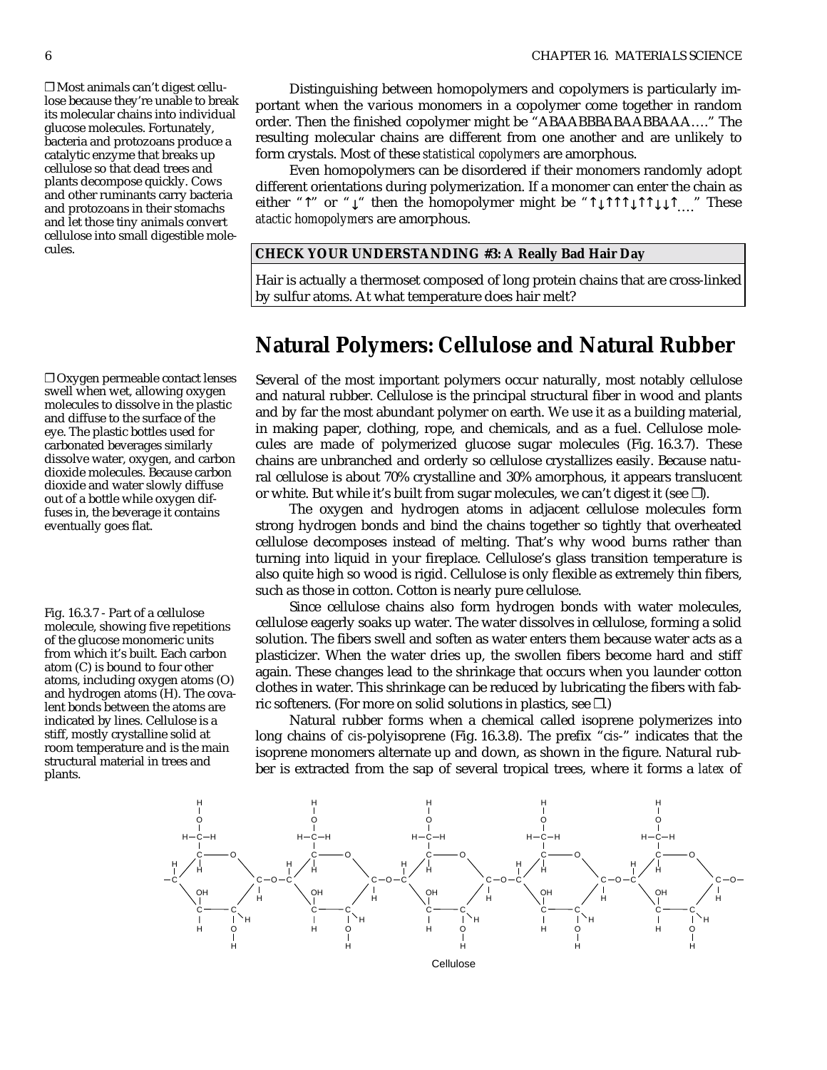❐ Most animals can't digest cellulose because they're unable to break its molecular chains into individual glucose molecules. Fortunately, bacteria and protozoans produce a catalytic enzyme that breaks up cellulose so that dead trees and plants decompose quickly. Cows and other ruminants carry bacteria and protozoans in their stomachs and let those tiny animals convert cellulose into small digestible molecules.

Distinguishing between homopolymers and copolymers is particularly important when the various monomers in a copolymer come together in random order. Then the finished copolymer might be "ABAABBBABAABBAAA…." The resulting molecular chains are different from one another and are unlikely to form crystals. Most of these *statistical copolymers* are amorphous.

Even homopolymers can be disordered if their monomers randomly adopt different orientations during polymerization. If a monomer can enter the chain as either "↑" or "↓" then the homopolymer might be "↑↓↑↑↑↓↑↑↓↓↑…." These *atactic homopolymers* are amorphous.

**CHECK YOUR UNDERSTANDING #3: A Really Bad Hair Day**

Hair is actually a thermoset composed of long protein chains that are cross-linked by sulfur atoms. At what temperature does hair melt?

## Natural Polymers: Cellulose and Natural Rubber

❐ Oxygen permeable contact lenses swell when wet, allowing oxygen molecules to dissolve in the plastic and diffuse to the surface of the eye. The plastic bottles used for carbonated beverages similarly dissolve water, oxygen, and carbon dioxide molecules. Because carbon dioxide and water slowly diffuse out of a bottle while oxygen diffuses in, the beverage it contains eventually goes flat.

Several of the most important polymers occur naturally, most notably cellulose and natural rubber. Cellulose is the principal structural fiber in wood and plants and by far the most abundant polymer on earth. We use it as a building material, in making paper, clothing, rope, and chemicals, and as a fuel. Cellulose molecules are made of polymerized glucose sugar molecules (Fig. 16.3.7). These chains are unbranched and orderly so cellulose crystallizes easily. Because natural cellulose is about 70% crystalline and 30% amorphous, it appears translucent or white. But while it's built from sugar molecules, we can't digest it (see ❐).

The oxygen and hydrogen atoms in adjacent cellulose molecules form strong hydrogen bonds and bind the chains together so tightly that overheated cellulose decomposes instead of melting. That's why wood burns rather than turning into liquid in your fireplace. Cellulose's glass transition temperature is also quite high so wood is rigid. Cellulose is only flexible as extremely thin fibers, such as those in cotton. Cotton is nearly pure cellulose.

Since cellulose chains also form hydrogen bonds with water molecules, cellulose eagerly soaks up water. The water dissolves in cellulose, forming a solid solution. The fibers swell and soften as water enters them because water acts as a plasticizer. When the water dries up, the swollen fibers become hard and stiff again. These changes lead to the shrinkage that occurs when you launder cotton clothes in water. This shrinkage can be reduced by lubricating the fibers with fabric softeners. (For more on solid solutions in plastics, see ❐.)

Natural rubber forms when a chemical called isoprene polymerizes into long chains of *cis*-polyisoprene (Fig. 16.3.8). The prefix "*cis*-" indicates that the isoprene monomers alternate up and down, as shown in the figure. Natural rubber is extracted from the sap of several tropical trees, where it forms a *latex* of

Fig. 16.3.7 - Part of a cellulose molecule, showing five repetitions of the glucose monomeric units from which it's built. Each carbon atom (C) is bound to four other atoms, including oxygen atoms (O) and hydrogen atoms (H). The covalent bonds between the atoms are indicated by lines. Cellulose is a stiff, mostly crystalline solid at room temperature and is the main structural material in trees and plants.

Cellulose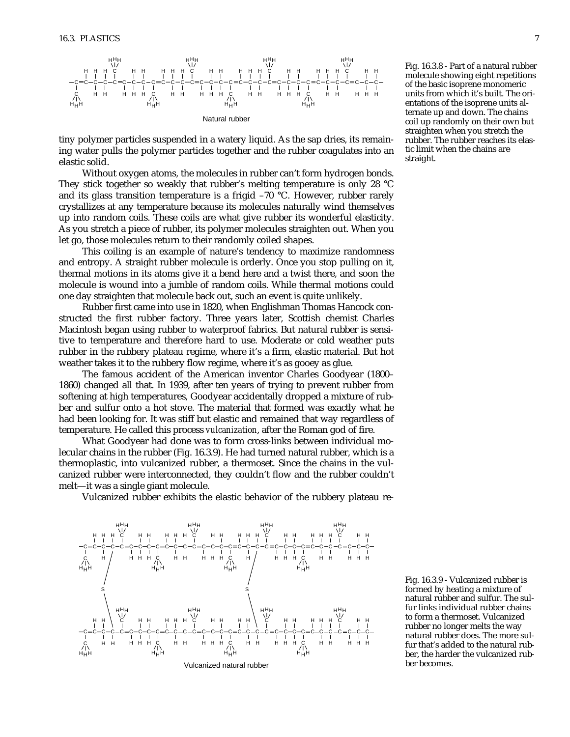Natural rubber

Fig. 16.3.8 - Part of a natural rubber molecule showing eight repetitions of the basic isoprene monomeric units from which it's built. The orientations of the isoprene units alternate up and down. The chains coil up randomly on their own but straighten when you stretch the rubber. The rubber reaches its elastic limit when the chains are straight.

tiny polymer particles suspended in a watery liquid. As the sap dries, its remaining water pulls the polymer particles together and the rubber coagulates into an elastic solid.

Without oxygen atoms, the molecules in rubber can't form hydrogen bonds. They stick together so weakly that rubber's melting temperature is only 28 °C and its glass transition temperature is a frigid –70 °C. However, rubber rarely crystallizes at any temperature because its molecules naturally wind themselves up into random coils. These coils are what give rubber its wonderful elasticity. As you stretch a piece of rubber, its polymer molecules straighten out. When you let go, those molecules return to their randomly coiled shapes.

This coiling is an example of nature's tendency to maximize randomness and entropy. A straight rubber molecule is orderly. Once you stop pulling on it, thermal motions in its atoms give it a bend here and a twist there, and soon the molecule is wound into a jumble of random coils. While thermal motions could one day straighten that molecule back out, such an event is quite unlikely.

Rubber first came into use in 1820, when Englishman Thomas Hancock constructed the first rubber factory. Three years later, Scottish chemist Charles Macintosh began using rubber to waterproof fabrics. But natural rubber is sensitive to temperature and therefore hard to use. Moderate or cold weather puts rubber in the rubbery plateau regime, where it's a firm, elastic material. But hot weather takes it to the rubbery flow regime, where it's as gooey as glue.

The famous accident of the American inventor Charles Goodyear (1800–1860) changed all that. In 1939, after ten years of trying to prevent rubber from softening at high temperatures, Goodyear accidentally dropped a mixture of rubber and sulfur onto a hot stove. The material that formed was exactly what he had been looking for. It was stiff but elastic and remained that way regardless of temperature. He called this process *vulcanization*, after the Roman god of fire.

What Goodyear had done was to form cross-links between individual molecular chains in the rubber (Fig. 16.3.9). He had turned natural rubber, which is a thermoplastic, into vulcanized rubber, a thermoset. Since the chains in the vulcanized rubber were interconnected, they couldn't flow and the rubber couldn't melt—it was a single giant molecule.

Vulcanized rubber exhibits the elastic behavior of the rubbery plateau re-

Vulcanized natural rubber

Fig. 16.3.9 - Vulcanized rubber is formed by heating a mixture of natural rubber and sulfur. The sulfur links individual rubber chains to form a thermoset. Vulcanized rubber no longer melts the way natural rubber does. The more sulfur that's added to the natural rubber, the harder the vulcanized rubber becomes.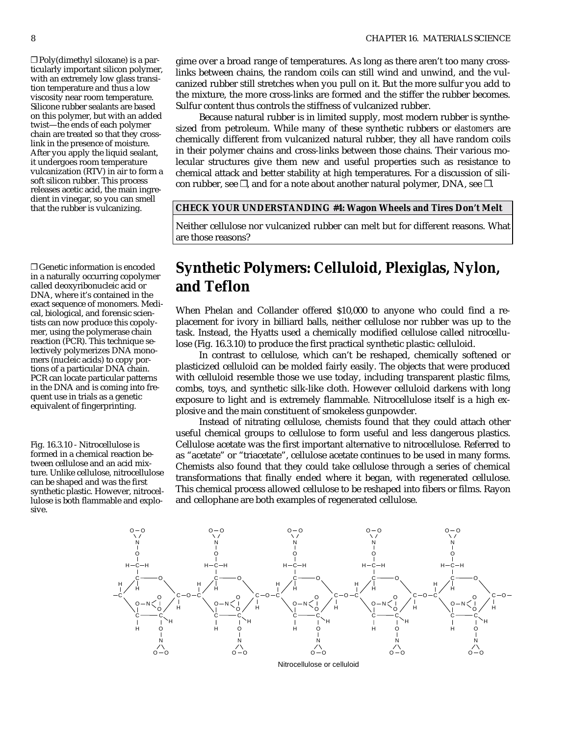❐ Poly(dimethyl siloxane) is a particularly important silicon polymer, with an extremely low glass transition temperature and thus a low viscosity near room temperature. Silicone rubber sealants are based on this polymer, but with an added twist—the ends of each polymer chain are treated so that they cross-link in the presence of moisture. After you apply the liquid sealant, it undergoes room temperature vulcanization (RTV) in air to form a soft silicon rubber. This process releases acetic acid, the main ingredient in vinegar, so you can smell that the rubber is vulcanizing.

gime over a broad range of temperatures. As long as there aren't too many cross-links between chains, the random coils can still wind and unwind, and the vulcanized rubber still stretches when you pull on it. But the more sulfur you add to the mixture, the more cross-links are formed and the stiffer the rubber becomes. Sulfur content thus controls the stiffness of vulcanized rubber.

Because natural rubber is in limited supply, most modern rubber is synthesized from petroleum. While many of these synthetic rubbers or *elastomers* are chemically different from vulcanized natural rubber, they all have random coils in their polymer chains and cross-links between those chains. Their various molecular structures give them new and useful properties such as resistance to chemical attack and better stability at high temperatures. For a discussion of silicon rubber, see ❐, and for a note about another natural polymer, DNA, see ❐.

**CHECK YOUR UNDERSTANDING #4: Wagon Wheels and Tires Don't Melt**

Neither cellulose nor vulcanized rubber can melt but for different reasons. What are those reasons?

❐ Genetic information is encoded in a naturally occurring copolymer called deoxyribonucleic acid or DNA, where it's contained in the exact sequence of monomers. Medical, biological, and forensic scientists can now produce this copolymer, using the polymerase chain reaction (PCR). This technique selectively polymerizes DNA monomers (nucleic acids) to copy portions of a particular DNA chain. PCR can locate particular patterns in the DNA and is coming into frequent use in trials as a genetic equivalent of fingerprinting.

## Synthetic Polymers: Celluloid, Plexiglas, Nylon, and Teflon

When Phelan and Collander offered \$10,000 to anyone who could find a replacement for ivory in billiard balls, neither cellulose nor rubber was up to the task. Instead, the Hyatts used a chemically modified cellulose called nitrocellulose (Fig. 16.3.10) to produce the first practical synthetic plastic: celluloid.

In contrast to cellulose, which can't be reshaped, chemically softened or plasticized celluloid can be molded fairly easily. The objects that were produced with celluloid resemble those we use today, including transparent plastic films, combs, toys, and synthetic silk-like cloth. However celluloid darkens with long exposure to light and is extremely flammable. Nitrocellulose itself is a high explosive and the main constituent of smokeless gunpowder.

Instead of nitrating cellulose, chemists found that they could attach other useful chemical groups to cellulose to form useful and less dangerous plastics. Cellulose acetate was the first important alternative to nitrocellulose. Referred to as "acetate" or "triacetate", cellulose acetate continues to be used in many forms. Chemists also found that they could take cellulose through a series of chemical transformations that finally ended where it began, with regenerated cellulose. This chemical process allowed cellulose to be reshaped into fibers or films. Rayon and cellophane are both examples of regenerated cellulose.

Fig. 16.3.10 - Nitrocellulose is formed in a chemical reaction between cellulose and an acid mixture. Unlike cellulose, nitrocellulose can be shaped and was the first synthetic plastic. However, nitrocellulose is both flammable and explosive.

Nitrocellulose or celluloid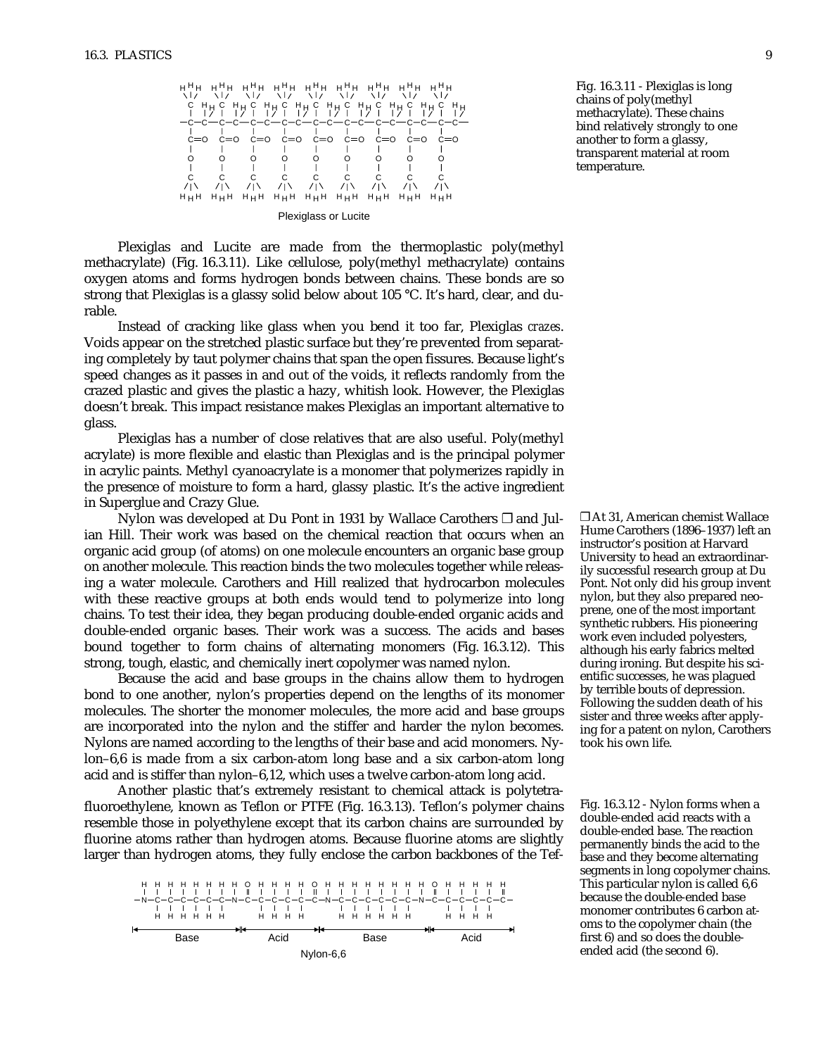Fig. 16.3.11 - Plexiglas is long chains of poly(methyl methacrylate). These chains bind relatively strongly to one another to form a glassy, transparent material at room temperature.

Plexiglas and Lucite are made from the thermoplastic poly(methyl methacrylate) (Fig. 16.3.11). Like cellulose, poly(methyl methacrylate) contains oxygen atoms and forms hydrogen bonds between chains. These bonds are so strong that Plexiglas is a glassy solid below about 105 °C. It's hard, clear, and durable.

Instead of cracking like glass when you bend it too far, Plexiglas *crazes*. Voids appear on the stretched plastic surface but they're prevented from separating completely by taut polymer chains that span the open fissures. Because light's speed changes as it passes in and out of the voids, it reflects randomly from the crazed plastic and gives the plastic a hazy, whitish look. However, the Plexiglas doesn't break. This impact resistance makes Plexiglas an important alternative to glass.

Plexiglas has a number of close relatives that are also useful. Poly(methyl acrylate) is more flexible and elastic than Plexiglas and is the principal polymer in acrylic paints. Methyl cyanoacrylate is a monomer that polymerizes rapidly in the presence of moisture to form a hard, glassy plastic. It's the active ingredient in Superglue and Crazy Glue.

Nylon was developed at Du Pont in 1931 by Wallace Carothers ❐ and Julian Hill. Their work was based on the chemical reaction that occurs when an organic acid group (of atoms) on one molecule encounters an organic base group on another molecule. This reaction binds the two molecules together while releasing a water molecule. Carothers and Hill realized that hydrocarbon molecules with these reactive groups at both ends would tend to polymerize into long chains. To test their idea, they began producing double-ended organic acids and double-ended organic bases. Their work was a success. The acids and bases bound together to form chains of alternating monomers (Fig. 16.3.12). This strong, tough, elastic, and chemically inert copolymer was named nylon.

❐ At 31, American chemist Wallace Hume Carothers (1896–1937) left an instructor's position at Harvard University to head an extraordinarily successful research group at Du Pont. Not only did his group invent nylon, but they also prepared neoprene, one of the most important synthetic rubbers. His pioneering work even included polyesters, although his early fabrics melted during ironing. But despite his scientific successes, he was plagued by terrible bouts of depression. Following the sudden death of his sister and three weeks after applying for a patent on nylon, Carothers took his own life.

Because the acid and base groups in the chains allow them to hydrogen bond to one another, nylon's properties depend on the lengths of its monomer molecules. The shorter the monomer molecules, the more acid and base groups are incorporated into the nylon and the stiffer and harder the nylon becomes. Nylons are named according to the lengths of their base and acid monomers. Nylon–6,6 is made from a six carbon-atom long base and a six carbon-atom long acid and is stiffer than nylon–6,12, which uses a twelve carbon-atom long acid.

Another plastic that's extremely resistant to chemical attack is polytetrafluoroethylene, known as Teflon or PTFE (Fig. 16.3.13). Teflon's polymer chains resemble those in polyethylene except that its carbon chains are surrounded by fluorine atoms rather than hydrogen atoms. Because fluorine atoms are slightly larger than hydrogen atoms, they fully enclose the carbon backbones of the Tef-

Fig. 16.3.12 - Nylon forms when a double-ended acid reacts with a double-ended base. The reaction permanently binds the acid to the base and they become alternating segments in long copolymer chains. This particular nylon is called 6,6 because the double-ended base monomer contributes 6 carbon atoms to the copolymer chain (the first 6) and so does the double-ended acid (the second 6).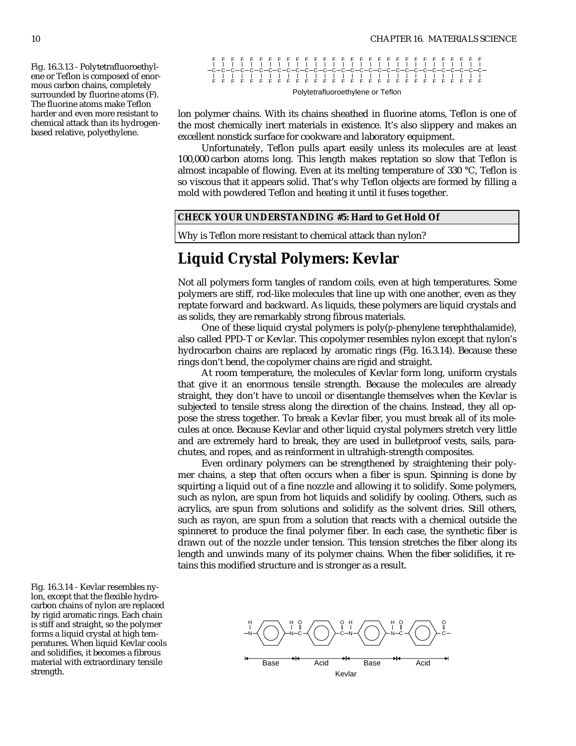Fig. 16.3.13 - Polytetrafluoroethylene or Teflon is composed of enormous carbon chains, completely surrounded by fluorine atoms (F). The fluorine atoms make Teflon harder and even more resistant to chemical attack than its hydrogen-based relative, polyethylene.

Polytetrafluoroethylene or Teflon

lon polymer chains. With its chains sheathed in fluorine atoms, Teflon is one of the most chemically inert materials in existence. It's also slippery and makes an excellent nonstick surface for cookware and laboratory equipment.

Unfortunately, Teflon pulls apart easily unless its molecules are at least 100,000 carbon atoms long. This length makes reptation so slow that Teflon is almost incapable of flowing. Even at its melting temperature of 330 °C, Teflon is so viscous that it appears solid. That's why Teflon objects are formed by filling a mold with powdered Teflon and heating it until it fuses together.

**CHECK YOUR UNDERSTANDING #5: Hard to Get Hold Of**

Why is Teflon more resistant to chemical attack than nylon?

## Liquid Crystal Polymers: Kevlar

Not all polymers form tangles of random coils, even at high temperatures. Some polymers are stiff, rod-like molecules that line up with one another, even as they reptate forward and backward. As liquids, these polymers are liquid crystals and as solids, they are remarkably strong fibrous materials.

One of these liquid crystal polymers is poly(*p*-phenylene terephthalamide), also called PPD-T or Kevlar. This copolymer resembles nylon except that nylon's hydrocarbon chains are replaced by aromatic rings (Fig. 16.3.14). Because these rings don't bend, the copolymer chains are rigid and straight.

At room temperature, the molecules of Kevlar form long, uniform crystals that give it an enormous tensile strength. Because the molecules are already straight, they don't have to uncoil or disentangle themselves when the Kevlar is subjected to tensile stress along the direction of the chains. Instead, they all oppose the stress together. To break a Kevlar fiber, you must break all of its molecules at once. Because Kevlar and other liquid crystal polymers stretch very little and are extremely hard to break, they are used in bulletproof vests, sails, parachutes, and ropes, and as reinforment in ultrahigh-strength composites.

Even ordinary polymers can be strengthened by straightening their polymer chains, a step that often occurs when a fiber is spun. Spinning is done by squirting a liquid out of a fine nozzle and allowing it to solidify. Some polymers, such as nylon, are spun from hot liquids and solidify by cooling. Others, such as acrylics, are spun from solutions and solidify as the solvent dries. Still others, such as rayon, are spun from a solution that reacts with a chemical outside the spinneret to produce the final polymer fiber. In each case, the synthetic fiber is drawn out of the nozzle under tension. This tension stretches the fiber along its length and unwinds many of its polymer chains. When the fiber solidifies, it retains this modified structure and is stronger as a result.

Fig. 16.3.14 - Kevlar resembles nylon, except that the flexible hydrocarbon chains of nylon are replaced by rigid aromatic rings. Each chain is stiff and straight, so the polymer forms a liquid crystal at high temperatures. When liquid Kevlar cools and solidifies, it becomes a fibrous material with extraordinary tensile strength.

Base Acid Base Acid

Kevlar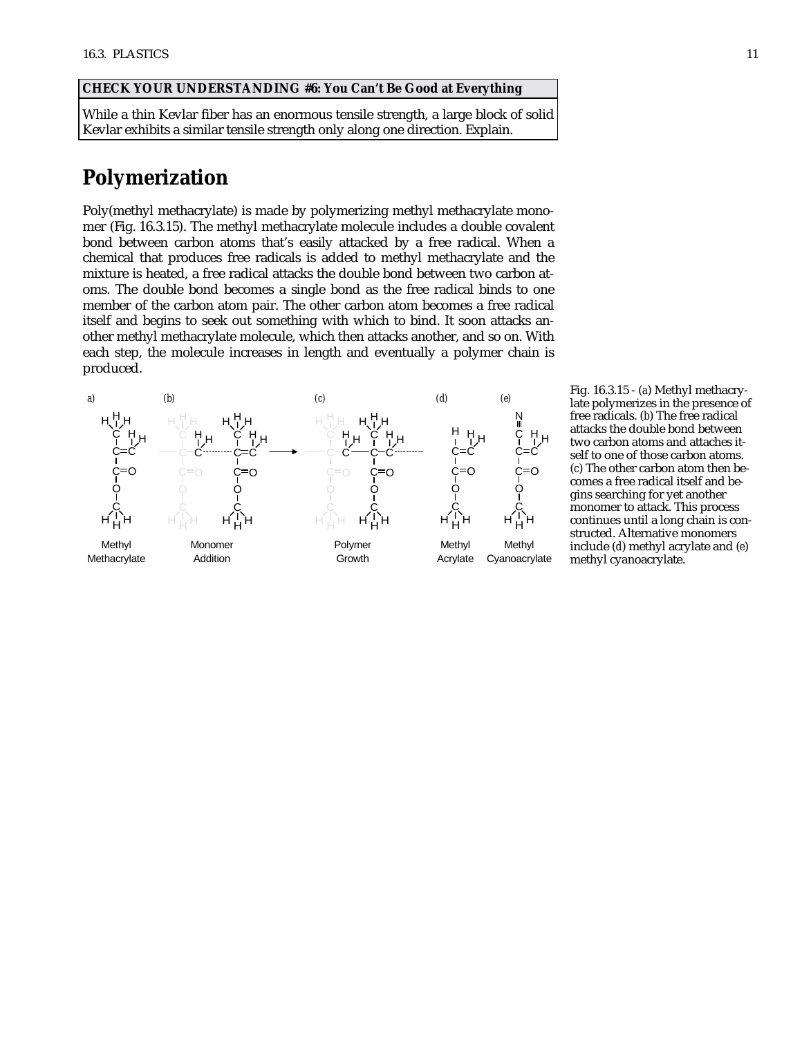**CHECK YOUR UNDERSTANDING #6: You Can't Be Good at Everything**

While a thin Kevlar fiber has an enormous tensile strength, a large block of solid Kevlar exhibits a similar tensile strength only along one direction. Explain.

## Polymerization

Poly(methyl methacrylate) is made by polymerizing methyl methacrylate monomer (Fig. 16.3.15). The methyl methacrylate molecule includes a double covalent bond between carbon atoms that's easily attacked by a free radical. When a chemical that produces free radicals is added to methyl methacrylate and the mixture is heated, a free radical attacks the double bond between two carbon atoms. The double bond becomes a single bond as the free radical binds to one member of the carbon atom pair. The other carbon atom becomes a free radical itself and begins to seek out something with which to bind. It soon attacks another methyl methacrylate molecule, which then attacks another, and so on. With each step, the molecule increases in length and eventually a polymer chain is produced.

a) (b) (c) (d) (e)

Methyl Methacrylate

Monomer Addition

Polymer Growth

Methyl Acrylate

Methyl Cyanoacrylate

Fig. 16.3.15 - (a) Methyl methacrylate polymerizes in the presence of free radicals. (b) The free radical attacks the double bond between two carbon atoms and attaches itself to one of those carbon atoms. (c) The other carbon atom then becomes a free radical itself and begins searching for yet another monomer to attack. This process continues until a long chain is constructed. Alternative monomers include (d) methyl acrylate and (e) methyl cyanoacrylate.